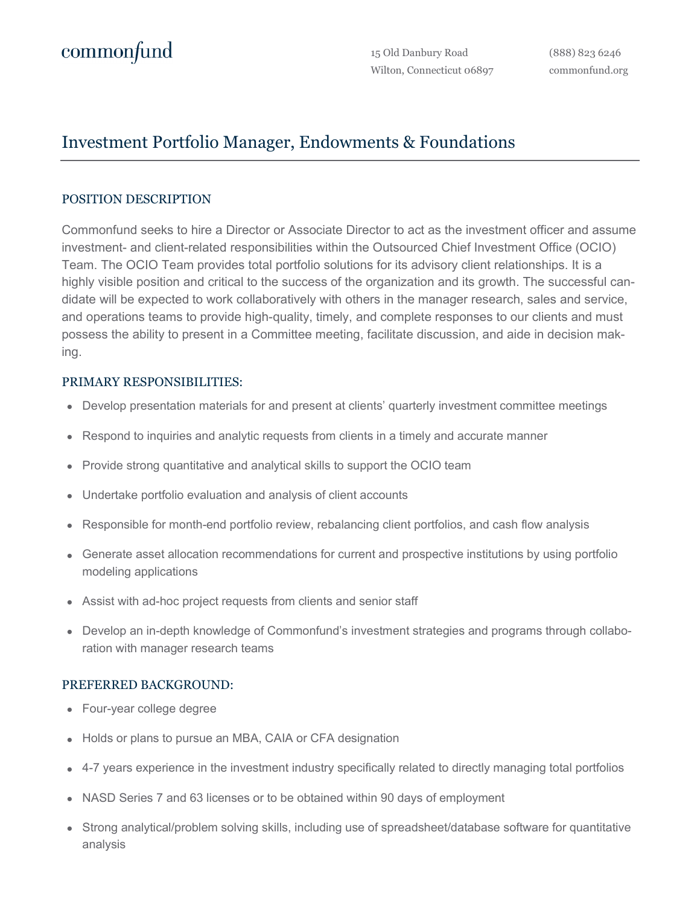commonfund

15 Old Danbury Road
Wilton, Connecticut 06897

(888) 823 6246
commonfund.org

# Investment Portfolio Manager, Endowments & Foundations

## POSITION DESCRIPTION

Commonfund seeks to hire a Director or Associate Director to act as the investment officer and assume investment- and client-related responsibilities within the Outsourced Chief Investment Office (OCIO) Team. The OCIO Team provides total portfolio solutions for its advisory client relationships. It is a highly visible position and critical to the success of the organization and its growth. The successful candidate will be expected to work collaboratively with others in the manager research, sales and service, and operations teams to provide high-quality, timely, and complete responses to our clients and must possess the ability to present in a Committee meeting, facilitate discussion, and aide in decision making.

## PRIMARY RESPONSIBILITIES:

- Develop presentation materials for and present at clients' quarterly investment committee meetings
- Respond to inquiries and analytic requests from clients in a timely and accurate manner
- Provide strong quantitative and analytical skills to support the OCIO team
- Undertake portfolio evaluation and analysis of client accounts
- Responsible for month-end portfolio review, rebalancing client portfolios, and cash flow analysis
- Generate asset allocation recommendations for current and prospective institutions by using portfolio modeling applications
- Assist with ad-hoc project requests from clients and senior staff
- Develop an in-depth knowledge of Commonfund's investment strategies and programs through collaboration with manager research teams

## PREFERRED BACKGROUND:

- Four-year college degree
- Holds or plans to pursue an MBA, CAIA or CFA designation
- 4-7 years experience in the investment industry specifically related to directly managing total portfolios
- NASD Series 7 and 63 licenses or to be obtained within 90 days of employment
- Strong analytical/problem solving skills, including use of spreadsheet/database software for quantitative analysis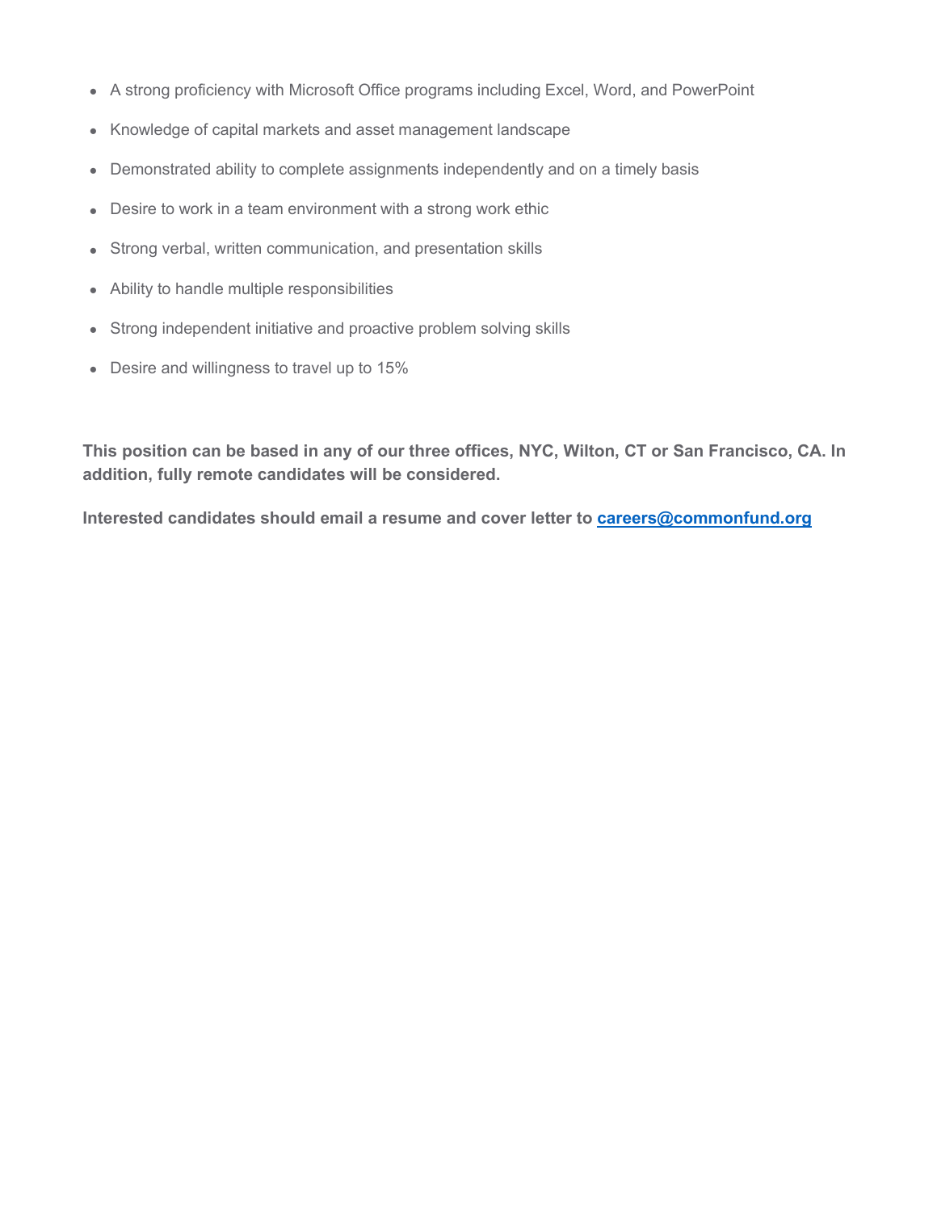- A strong proficiency with Microsoft Office programs including Excel, Word, and PowerPoint
- Knowledge of capital markets and asset management landscape
- Demonstrated ability to complete assignments independently and on a timely basis
- Desire to work in a team environment with a strong work ethic
- Strong verbal, written communication, and presentation skills
- Ability to handle multiple responsibilities
- Strong independent initiative and proactive problem solving skills
- Desire and willingness to travel up to 15%

**This position can be based in any of our three offices, NYC, Wilton, CT or San Francisco, CA. In addition, fully remote candidates will be considered.**

**Interested candidates should email a resume and cover letter to [careers@commonfund.org](mailto:careers@commonfund.org)**